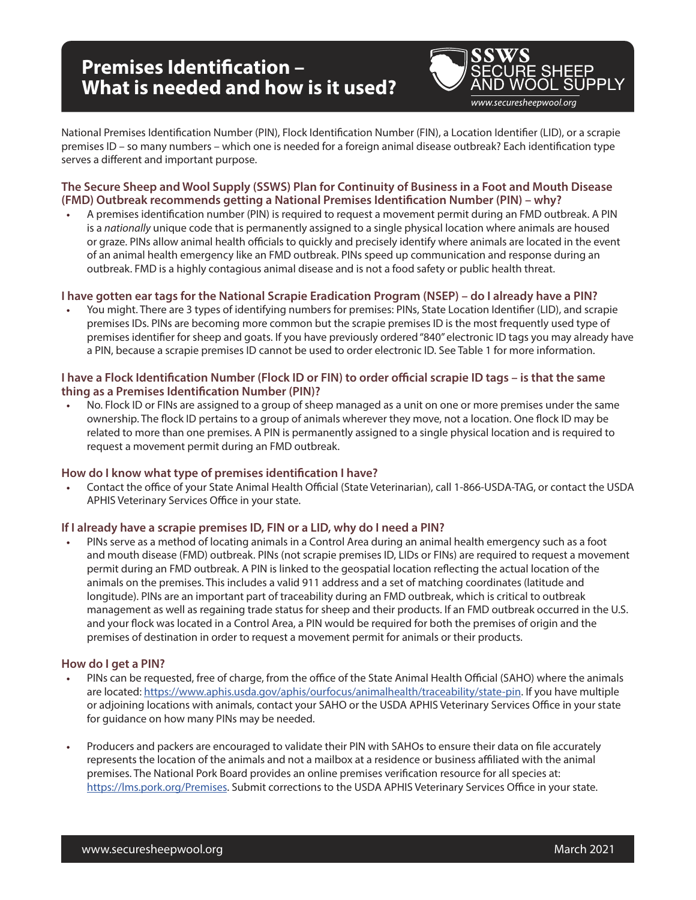# Premises Identification – What is needed and how is it used?

SSWS SECURE SHEEP AND WOOL SUPPLY
www.securesheepwool.org

National Premises Identification Number (PIN), Flock Identification Number (FIN), a Location Identifier (LID), or a scrapie premises ID – so many numbers – which one is needed for a foreign animal disease outbreak? Each identification type serves a different and important purpose.

### The Secure Sheep and Wool Supply (SSWS) Plan for Continuity of Business in a Foot and Mouth Disease (FMD) Outbreak recommends getting a National Premises Identification Number (PIN) – why?

- A premises identification number (PIN) is required to request a movement permit during an FMD outbreak. A PIN is a *nationally* unique code that is permanently assigned to a single physical location where animals are housed or graze. PINs allow animal health officials to quickly and precisely identify where animals are located in the event of an animal health emergency like an FMD outbreak. PINs speed up communication and response during an outbreak. FMD is a highly contagious animal disease and is not a food safety or public health threat.

### I have gotten ear tags for the National Scrapie Eradication Program (NSEP) – do I already have a PIN?

- You might. There are 3 types of identifying numbers for premises: PINs, State Location Identifier (LID), and scrapie premises IDs. PINs are becoming more common but the scrapie premises ID is the most frequently used type of premises identifier for sheep and goats. If you have previously ordered "840" electronic ID tags you may already have a PIN, because a scrapie premises ID cannot be used to order electronic ID. See Table 1 for more information.

### I have a Flock Identification Number (Flock ID or FIN) to order official scrapie ID tags – is that the same thing as a Premises Identification Number (PIN)?

- No. Flock ID or FINs are assigned to a group of sheep managed as a unit on one or more premises under the same ownership. The flock ID pertains to a group of animals wherever they move, not a location. One flock ID may be related to more than one premises. A PIN is permanently assigned to a single physical location and is required to request a movement permit during an FMD outbreak.

### How do I know what type of premises identification I have?

- Contact the office of your State Animal Health Official (State Veterinarian), call 1-866-USDA-TAG, or contact the USDA APHIS Veterinary Services Office in your state.

### If I already have a scrapie premises ID, FIN or a LID, why do I need a PIN?

- PINs serve as a method of locating animals in a Control Area during an animal health emergency such as a foot and mouth disease (FMD) outbreak. PINs (not scrapie premises ID, LIDs or FINs) are required to request a movement permit during an FMD outbreak. A PIN is linked to the geospatial location reflecting the actual location of the animals on the premises. This includes a valid 911 address and a set of matching coordinates (latitude and longitude). PINs are an important part of traceability during an FMD outbreak, which is critical to outbreak management as well as regaining trade status for sheep and their products. If an FMD outbreak occurred in the U.S. and your flock was located in a Control Area, a PIN would be required for both the premises of origin and the premises of destination in order to request a movement permit for animals or their products.

### How do I get a PIN?

- PINs can be requested, free of charge, from the office of the State Animal Health Official (SAHO) where the animals are located: https://www.aphis.usda.gov/aphis/ourfocus/animalhealth/traceability/state-pin. If you have multiple or adjoining locations with animals, contact your SAHO or the USDA APHIS Veterinary Services Office in your state for guidance on how many PINs may be needed.

- Producers and packers are encouraged to validate their PIN with SAHOs to ensure their data on file accurately represents the location of the animals and not a mailbox at a residence or business affiliated with the animal premises. The National Pork Board provides an online premises verification resource for all species at: https://lms.pork.org/Premises. Submit corrections to the USDA APHIS Veterinary Services Office in your state.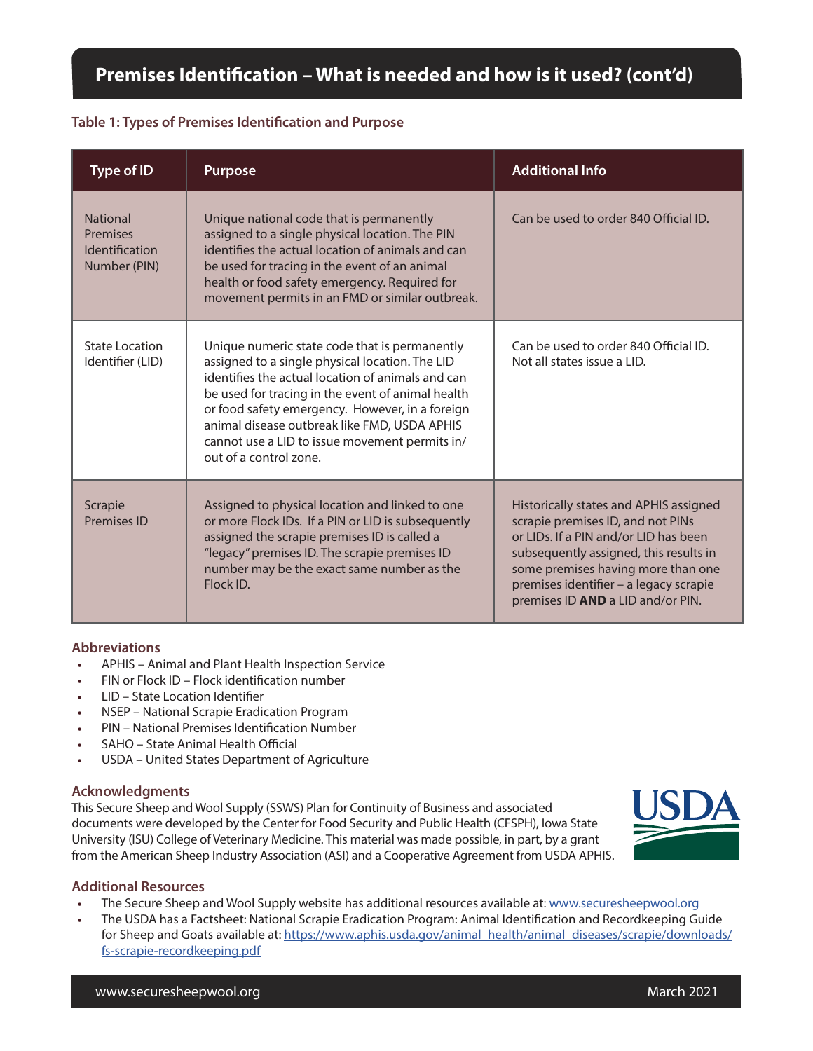## Premises Identification – What is needed and how is it used? (cont'd)

**Table 1: Types of Premises Identification and Purpose**

| Type of ID | Purpose | Additional Info |
|---|---|---|
| National Premises Identification Number (PIN) | Unique national code that is permanently assigned to a single physical location. The PIN identifies the actual location of animals and can be used for tracing in the event of an animal health or food safety emergency. Required for movement permits in an FMD or similar outbreak. | Can be used to order 840 Official ID. |
| State Location Identifier (LID) | Unique numeric state code that is permanently assigned to a single physical location. The LID identifies the actual location of animals and can be used for tracing in the event of animal health or food safety emergency. However, in a foreign animal disease outbreak like FMD, USDA APHIS cannot use a LID to issue movement permits in/out of a control zone. | Can be used to order 840 Official ID. Not all states issue a LID. |
| Scrapie Premises ID | Assigned to physical location and linked to one or more Flock IDs. If a PIN or LID is subsequently assigned the scrapie premises ID is called a "legacy" premises ID. The scrapie premises ID number may be the exact same number as the Flock ID. | Historically states and APHIS assigned scrapie premises ID, and not PINs or LIDs. If a PIN and/or LID has been subsequently assigned, this results in some premises having more than one premises identifier – a legacy scrapie premises ID **AND** a LID and/or PIN. |

### Abbreviations

- APHIS – Animal and Plant Health Inspection Service
- FIN or Flock ID – Flock identification number
- LID – State Location Identifier
- NSEP – National Scrapie Eradication Program
- PIN – National Premises Identification Number
- SAHO – State Animal Health Official
- USDA – United States Department of Agriculture

### Acknowledgments

This Secure Sheep and Wool Supply (SSWS) Plan for Continuity of Business and associated documents were developed by the Center for Food Security and Public Health (CFSPH), Iowa State University (ISU) College of Veterinary Medicine. This material was made possible, in part, by a grant from the American Sheep Industry Association (ASI) and a Cooperative Agreement from USDA APHIS.

USDA

### Additional Resources

- The Secure Sheep and Wool Supply website has additional resources available at: www.securesheepwool.org
- The USDA has a Factsheet: National Scrapie Eradication Program: Animal Identification and Recordkeeping Guide for Sheep and Goats available at: https://www.aphis.usda.gov/animal_health/animal_diseases/scrapie/downloads/fs-scrapie-recordkeeping.pdf